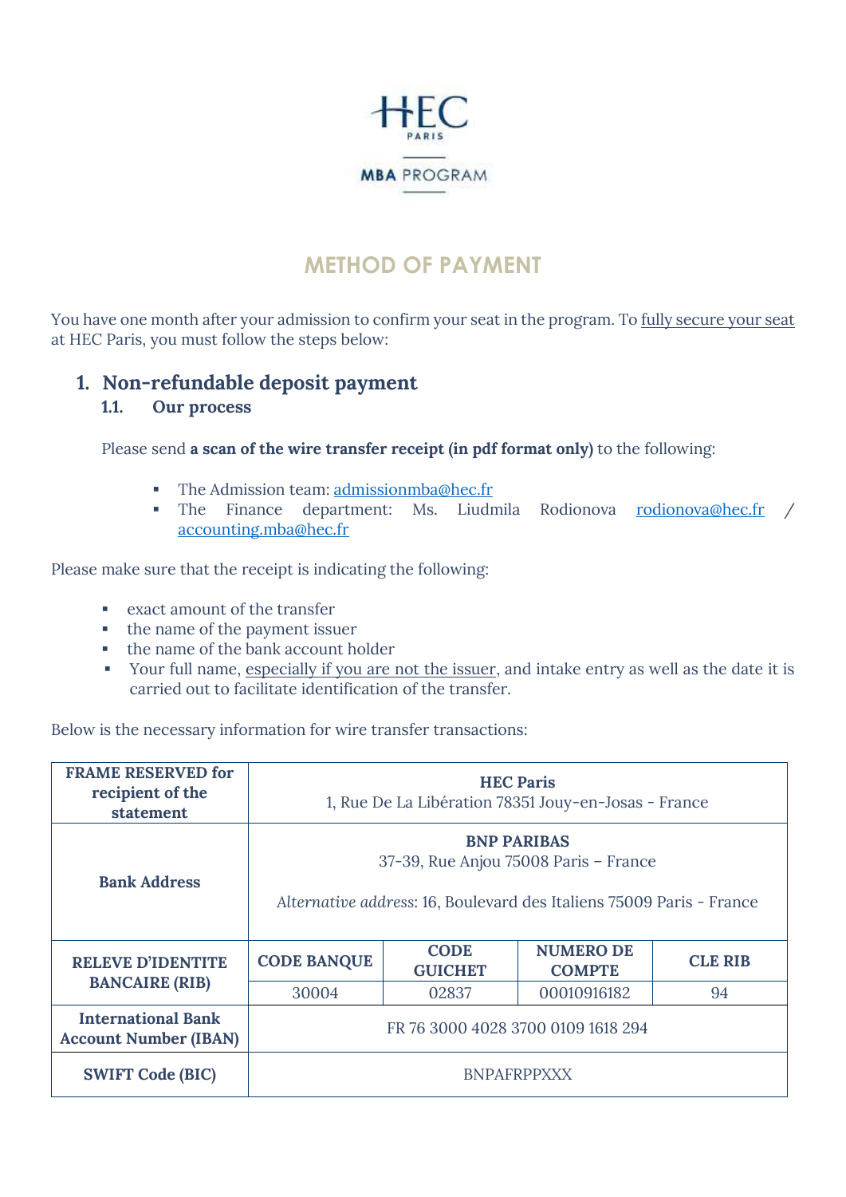HEC PARIS

MBA PROGRAM

# METHOD OF PAYMENT

You have one month after your admission to confirm your seat in the program. To fully secure your seat at HEC Paris, you must follow the steps below:

## 1. Non-refundable deposit payment

### 1.1. Our process

Please send **a scan of the wire transfer receipt (in pdf format only)** to the following:

- The Admission team: admissionmba@hec.fr
- The Finance department: Ms. Liudmila Rodionova rodionova@hec.fr / accounting.mba@hec.fr

Please make sure that the receipt is indicating the following:

- exact amount of the transfer
- the name of the payment issuer
- the name of the bank account holder
- Your full name, especially if you are not the issuer, and intake entry as well as the date it is carried out to facilitate identification of the transfer.

Below is the necessary information for wire transfer transactions:

| | | | | |
|---|---|---|---|---|
| **FRAME RESERVED for recipient of the statement** | **HEC Paris**<br>1, Rue De La Libération 78351 Jouy-en-Josas - France | | | |
| **Bank Address** | **BNP PARIBAS**<br>37-39, Rue Anjou 75008 Paris – France<br>*Alternative address*: 16, Boulevard des Italiens 75009 Paris - France | | | |
| **RELEVE D'IDENTITE BANCAIRE (RIB)** | **CODE BANQUE** | **CODE GUICHET** | **NUMERO DE COMPTE** | **CLE RIB** |
| | 30004 | 02837 | 00010916182 | 94 |
| **International Bank Account Number (IBAN)** | FR 76 3000 4028 3700 0109 1618 294 | | | |
| **SWIFT Code (BIC)** | BNPAFRPPXXX | | | |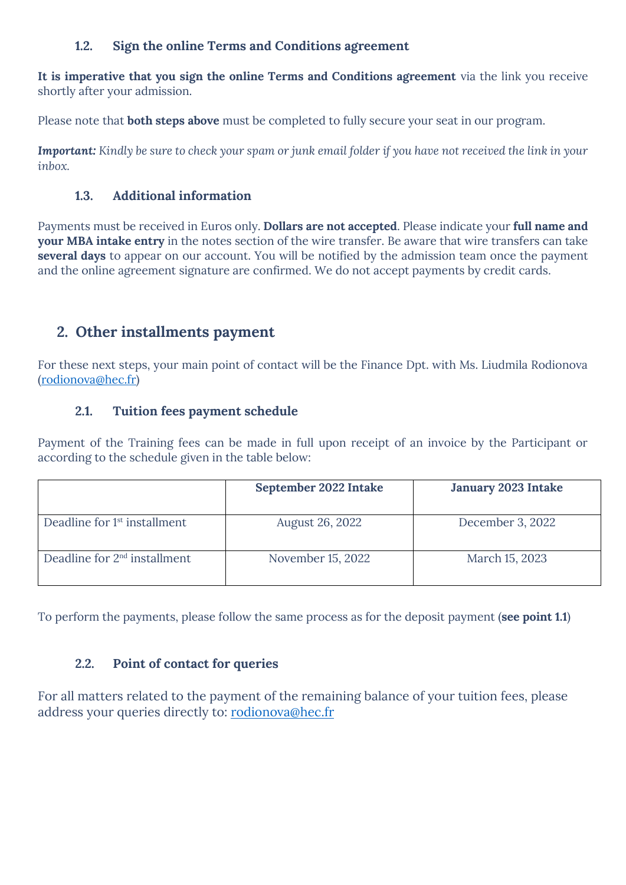### 1.2. Sign the online Terms and Conditions agreement

**It is imperative that you sign the online Terms and Conditions agreement** via the link you receive shortly after your admission.

Please note that **both steps above** must be completed to fully secure your seat in our program.

***Important:*** *Kindly be sure to check your spam or junk email folder if you have not received the link in your inbox.*

### 1.3. Additional information

Payments must be received in Euros only. **Dollars are not accepted**. Please indicate your **full name and your MBA intake entry** in the notes section of the wire transfer. Be aware that wire transfers can take **several days** to appear on our account. You will be notified by the admission team once the payment and the online agreement signature are confirmed. We do not accept payments by credit cards.

## 2. Other installments payment

For these next steps, your main point of contact will be the Finance Dpt. with Ms. Liudmila Rodionova (rodionova@hec.fr)

### 2.1. Tuition fees payment schedule

Payment of the Training fees can be made in full upon receipt of an invoice by the Participant or according to the schedule given in the table below:

| | September 2022 Intake | January 2023 Intake |
|---|---|---|
| Deadline for 1st installment | August 26, 2022 | December 3, 2022 |
| Deadline for 2nd installment | November 15, 2022 | March 15, 2023 |

To perform the payments, please follow the same process as for the deposit payment (**see point 1.1**)

### 2.2. Point of contact for queries

For all matters related to the payment of the remaining balance of your tuition fees, please address your queries directly to: rodionova@hec.fr